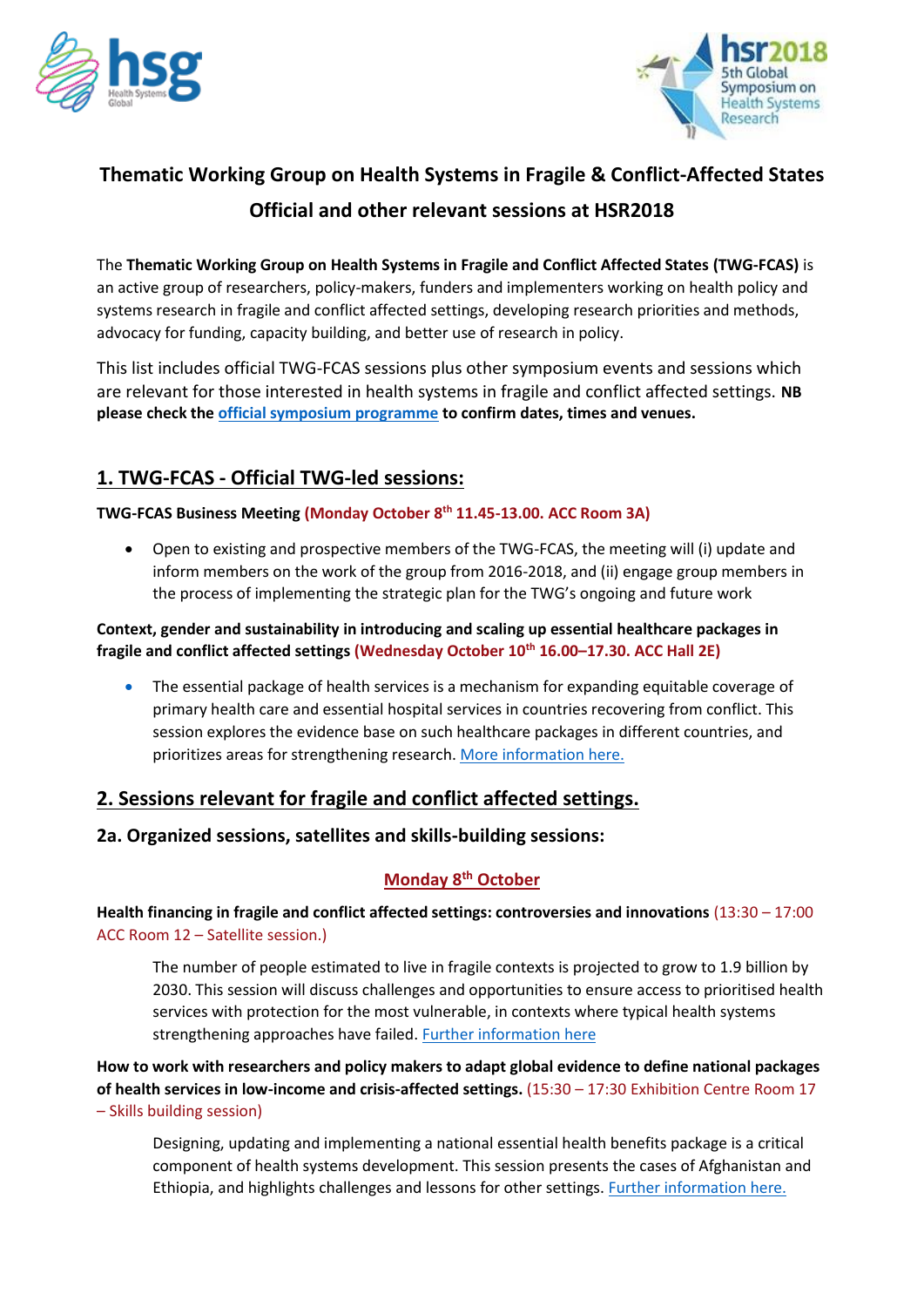# Thematic Working Group on Health Systems in Fragile & Conflict-Affected States

## Official and other relevant sessions at HSR2018

The **Thematic Working Group on Health Systems in Fragile and Conflict Affected States (TWG-FCAS)** is an active group of researchers, policy-makers, funders and implementers working on health policy and systems research in fragile and conflict affected settings, developing research priorities and methods, advocacy for funding, capacity building, and better use of research in policy.

This list includes official TWG-FCAS sessions plus other symposium events and sessions which are relevant for those interested in health systems in fragile and conflict affected settings. **NB please check the official symposium programme to confirm dates, times and venues.**

## 1. TWG-FCAS - Official TWG-led sessions:

**TWG-FCAS Business Meeting (Monday October 8th 11.45-13.00. ACC Room 3A)**

- Open to existing and prospective members of the TWG-FCAS, the meeting will (i) update and inform members on the work of the group from 2016-2018, and (ii) engage group members in the process of implementing the strategic plan for the TWG's ongoing and future work

**Context, gender and sustainability in introducing and scaling up essential healthcare packages in fragile and conflict affected settings (Wednesday October 10th 16.00–17.30. ACC Hall 2E)**

- The essential package of health services is a mechanism for expanding equitable coverage of primary health care and essential hospital services in countries recovering from conflict. This session explores the evidence base on such healthcare packages in different countries, and prioritizes areas for strengthening research. More information here.

## 2. Sessions relevant for fragile and conflict affected settings.

### 2a. Organized sessions, satellites and skills-building sessions:

**Monday 8th October**

**Health financing in fragile and conflict affected settings: controversies and innovations** (13:30 – 17:00 ACC Room 12 – Satellite session.)

The number of people estimated to live in fragile contexts is projected to grow to 1.9 billion by 2030. This session will discuss challenges and opportunities to ensure access to prioritised health services with protection for the most vulnerable, in contexts where typical health systems strengthening approaches have failed. Further information here

**How to work with researchers and policy makers to adapt global evidence to define national packages of health services in low-income and crisis-affected settings.** (15:30 – 17:30 Exhibition Centre Room 17 – Skills building session)

Designing, updating and implementing a national essential health benefits package is a critical component of health systems development. This session presents the cases of Afghanistan and Ethiopia, and highlights challenges and lessons for other settings. Further information here.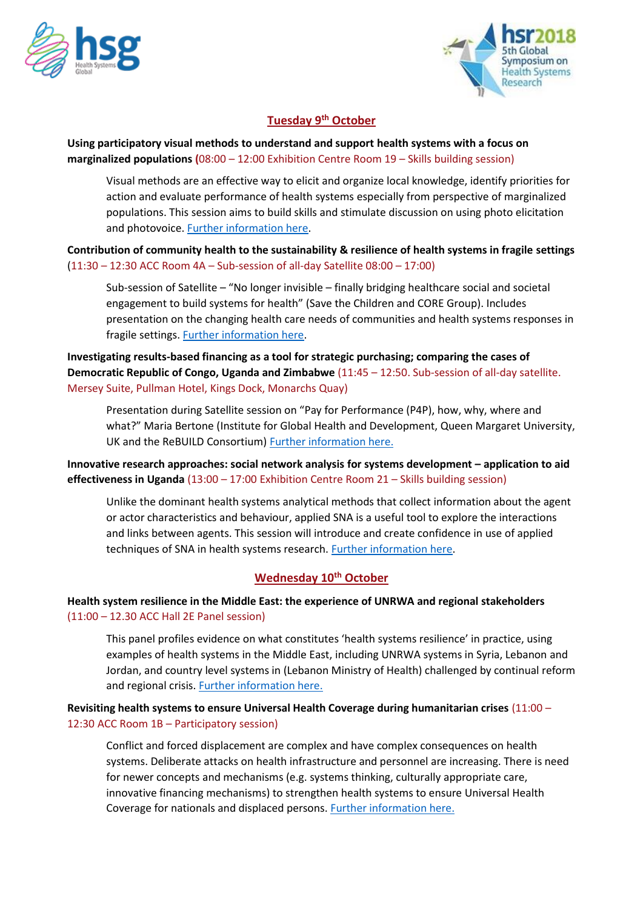## Tuesday 9th October

**Using participatory visual methods to understand and support health systems with a focus on marginalized populations (**08:00 – 12:00 Exhibition Centre Room 19 – Skills building session)

Visual methods are an effective way to elicit and organize local knowledge, identify priorities for action and evaluate performance of health systems especially from perspective of marginalized populations. This session aims to build skills and stimulate discussion on using photo elicitation and photovoice. Further information here.

**Contribution of community health to the sustainability & resilience of health systems in fragile settings** (11:30 – 12:30 ACC Room 4A – Sub-session of all-day Satellite 08:00 – 17:00)

Sub-session of Satellite – "No longer invisible – finally bridging healthcare social and societal engagement to build systems for health" (Save the Children and CORE Group). Includes presentation on the changing health care needs of communities and health systems responses in fragile settings. Further information here.

**Investigating results-based financing as a tool for strategic purchasing; comparing the cases of Democratic Republic of Congo, Uganda and Zimbabwe** (11:45 – 12:50. Sub-session of all-day satellite. Mersey Suite, Pullman Hotel, Kings Dock, Monarchs Quay)

Presentation during Satellite session on "Pay for Performance (P4P), how, why, where and what?" Maria Bertone (Institute for Global Health and Development, Queen Margaret University, UK and the ReBUILD Consortium) Further information here.

**Innovative research approaches: social network analysis for systems development – application to aid effectiveness in Uganda** (13:00 – 17:00 Exhibition Centre Room 21 – Skills building session)

Unlike the dominant health systems analytical methods that collect information about the agent or actor characteristics and behaviour, applied SNA is a useful tool to explore the interactions and links between agents. This session will introduce and create confidence in use of applied techniques of SNA in health systems research. Further information here.

## Wednesday 10th October

**Health system resilience in the Middle East: the experience of UNRWA and regional stakeholders** (11:00 – 12.30 ACC Hall 2E Panel session)

This panel profiles evidence on what constitutes 'health systems resilience' in practice, using examples of health systems in the Middle East, including UNRWA systems in Syria, Lebanon and Jordan, and country level systems in (Lebanon Ministry of Health) challenged by continual reform and regional crisis. Further information here.

**Revisiting health systems to ensure Universal Health Coverage during humanitarian crises** (11:00 – 12:30 ACC Room 1B – Participatory session)

Conflict and forced displacement are complex and have complex consequences on health systems. Deliberate attacks on health infrastructure and personnel are increasing. There is need for newer concepts and mechanisms (e.g. systems thinking, culturally appropriate care, innovative financing mechanisms) to strengthen health systems to ensure Universal Health Coverage for nationals and displaced persons. Further information here.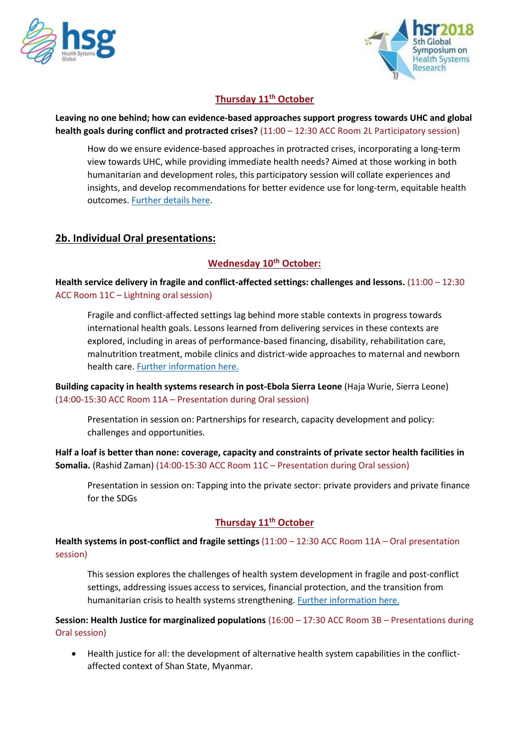### Thursday 11th October

**Leaving no one behind; how can evidence-based approaches support progress towards UHC and global health goals during conflict and protracted crises?** (11:00 – 12:30 ACC Room 2L Participatory session)

How do we ensure evidence-based approaches in protracted crises, incorporating a long-term view towards UHC, while providing immediate health needs? Aimed at those working in both humanitarian and development roles, this participatory session will collate experiences and insights, and develop recommendations for better evidence use for long-term, equitable health outcomes. Further details here.

## 2b. Individual Oral presentations:

### Wednesday 10th October:

**Health service delivery in fragile and conflict-affected settings: challenges and lessons.** (11:00 – 12:30 ACC Room 11C – Lightning oral session)

Fragile and conflict-affected settings lag behind more stable contexts in progress towards international health goals. Lessons learned from delivering services in these contexts are explored, including in areas of performance-based financing, disability, rehabilitation care, malnutrition treatment, mobile clinics and district-wide approaches to maternal and newborn health care. Further information here.

**Building capacity in health systems research in post-Ebola Sierra Leone** (Haja Wurie, Sierra Leone) (14:00-15:30 ACC Room 11A – Presentation during Oral session)

Presentation in session on: Partnerships for research, capacity development and policy: challenges and opportunities.

**Half a loaf is better than none: coverage, capacity and constraints of private sector health facilities in Somalia.** (Rashid Zaman) (14:00-15:30 ACC Room 11C – Presentation during Oral session)

Presentation in session on: Tapping into the private sector: private providers and private finance for the SDGs

### Thursday 11th October

**Health systems in post-conflict and fragile settings** (11:00 – 12:30 ACC Room 11A – Oral presentation session)

This session explores the challenges of health system development in fragile and post-conflict settings, addressing issues access to services, financial protection, and the transition from humanitarian crisis to health systems strengthening. Further information here.

**Session: Health Justice for marginalized populations** (16:00 – 17:30 ACC Room 3B – Presentations during Oral session)

- Health justice for all: the development of alternative health system capabilities in the conflict-affected context of Shan State, Myanmar.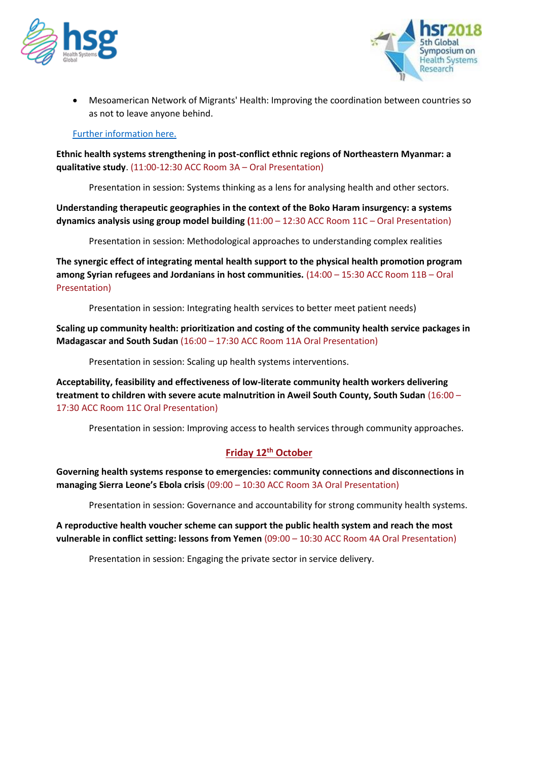- Mesoamerican Network of Migrants' Health: Improving the coordination between countries so as not to leave anyone behind.

[Further information here.]

**Ethnic health systems strengthening in post-conflict ethnic regions of Northeastern Myanmar: a qualitative study**. (11:00-12:30 ACC Room 3A – Oral Presentation)

Presentation in session: Systems thinking as a lens for analysing health and other sectors.

**Understanding therapeutic geographies in the context of the Boko Haram insurgency: a systems dynamics analysis using group model building (**11:00 – 12:30 ACC Room 11C – Oral Presentation)

Presentation in session: Methodological approaches to understanding complex realities

**The synergic effect of integrating mental health support to the physical health promotion program among Syrian refugees and Jordanians in host communities.** (14:00 – 15:30 ACC Room 11B – Oral Presentation)

Presentation in session: Integrating health services to better meet patient needs)

**Scaling up community health: prioritization and costing of the community health service packages in Madagascar and South Sudan** (16:00 – 17:30 ACC Room 11A Oral Presentation)

Presentation in session: Scaling up health systems interventions.

**Acceptability, feasibility and effectiveness of low-literate community health workers delivering treatment to children with severe acute malnutrition in Aweil South County, South Sudan** (16:00 – 17:30 ACC Room 11C Oral Presentation)

Presentation in session: Improving access to health services through community approaches.

## Friday 12th October

**Governing health systems response to emergencies: community connections and disconnections in managing Sierra Leone's Ebola crisis** (09:00 – 10:30 ACC Room 3A Oral Presentation)

Presentation in session: Governance and accountability for strong community health systems.

**A reproductive health voucher scheme can support the public health system and reach the most vulnerable in conflict setting: lessons from Yemen** (09:00 – 10:30 ACC Room 4A Oral Presentation)

Presentation in session: Engaging the private sector in service delivery.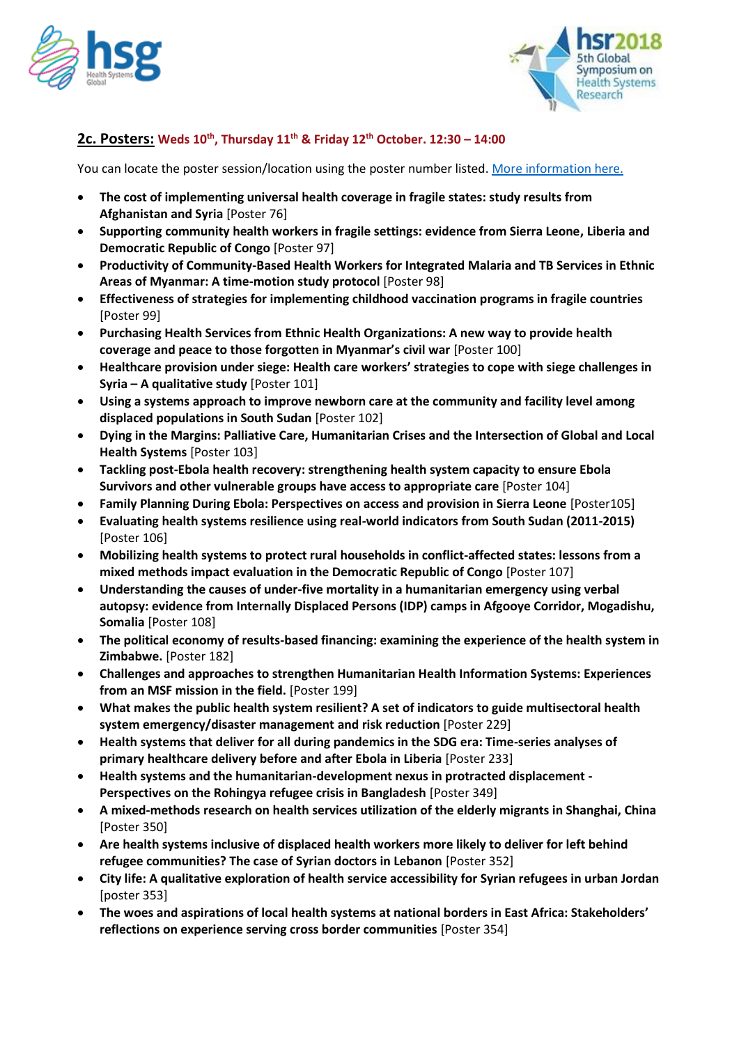## 2c. Posters: Weds 10th, Thursday 11th & Friday 12th October. 12:30 – 14:00

You can locate the poster session/location using the poster number listed. More information here.

- **The cost of implementing universal health coverage in fragile states: study results from Afghanistan and Syria** [Poster 76]
- **Supporting community health workers in fragile settings: evidence from Sierra Leone, Liberia and Democratic Republic of Congo** [Poster 97]
- **Productivity of Community-Based Health Workers for Integrated Malaria and TB Services in Ethnic Areas of Myanmar: A time-motion study protocol** [Poster 98]
- **Effectiveness of strategies for implementing childhood vaccination programs in fragile countries** [Poster 99]
- **Purchasing Health Services from Ethnic Health Organizations: A new way to provide health coverage and peace to those forgotten in Myanmar's civil war** [Poster 100]
- **Healthcare provision under siege: Health care workers' strategies to cope with siege challenges in Syria – A qualitative study** [Poster 101]
- **Using a systems approach to improve newborn care at the community and facility level among displaced populations in South Sudan** [Poster 102]
- **Dying in the Margins: Palliative Care, Humanitarian Crises and the Intersection of Global and Local Health Systems** [Poster 103]
- **Tackling post-Ebola health recovery: strengthening health system capacity to ensure Ebola Survivors and other vulnerable groups have access to appropriate care** [Poster 104]
- **Family Planning During Ebola: Perspectives on access and provision in Sierra Leone** [Poster105]
- **Evaluating health systems resilience using real-world indicators from South Sudan (2011-2015)** [Poster 106]
- **Mobilizing health systems to protect rural households in conflict-affected states: lessons from a mixed methods impact evaluation in the Democratic Republic of Congo** [Poster 107]
- **Understanding the causes of under-five mortality in a humanitarian emergency using verbal autopsy: evidence from Internally Displaced Persons (IDP) camps in Afgooye Corridor, Mogadishu, Somalia** [Poster 108]
- **The political economy of results-based financing: examining the experience of the health system in Zimbabwe.** [Poster 182]
- **Challenges and approaches to strengthen Humanitarian Health Information Systems: Experiences from an MSF mission in the field.** [Poster 199]
- **What makes the public health system resilient? A set of indicators to guide multisectoral health system emergency/disaster management and risk reduction** [Poster 229]
- **Health systems that deliver for all during pandemics in the SDG era: Time-series analyses of primary healthcare delivery before and after Ebola in Liberia** [Poster 233]
- **Health systems and the humanitarian-development nexus in protracted displacement - Perspectives on the Rohingya refugee crisis in Bangladesh** [Poster 349]
- **A mixed-methods research on health services utilization of the elderly migrants in Shanghai, China** [Poster 350]
- **Are health systems inclusive of displaced health workers more likely to deliver for left behind refugee communities? The case of Syrian doctors in Lebanon** [Poster 352]
- **City life: A qualitative exploration of health service accessibility for Syrian refugees in urban Jordan** [poster 353]
- **The woes and aspirations of local health systems at national borders in East Africa: Stakeholders' reflections on experience serving cross border communities** [Poster 354]